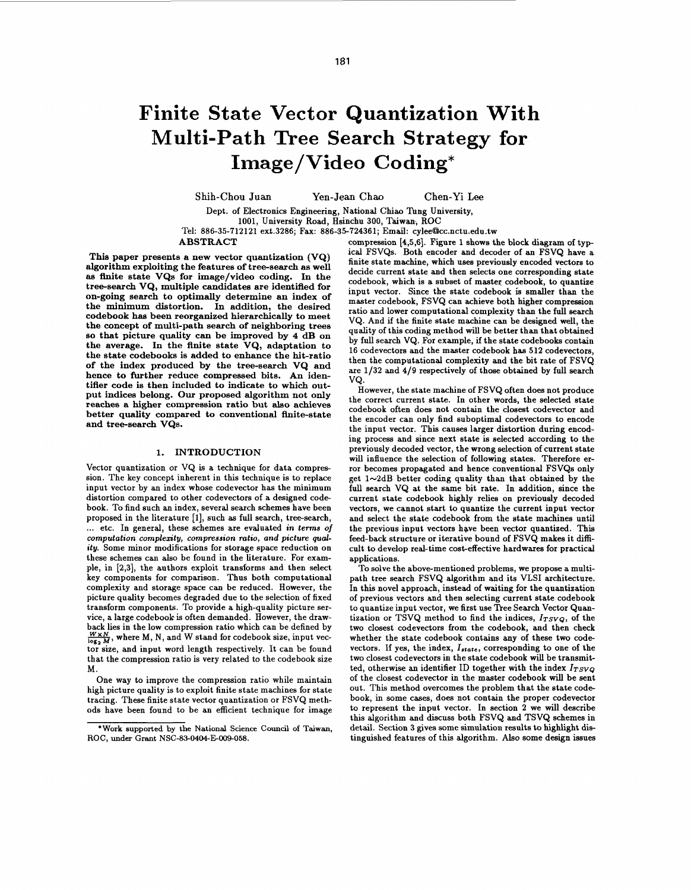# Finite State Vector Quantization With Multi-Path Tree Search Strategy for Image/Video Coding*

Shih-Chou Juan Yen-Jean Chao Chen-Yi Lee

Dept. of Electronics Engineering, National Chiao Tung University,
1001, University Road, Hsinchu 300, Taiwan, ROC
Tel: 886-35-712121 ext.3286; Fax: 886-35-724361; Email: cylee@cc.nctu.edu.tw

## ABSTRACT

**This paper presents a new vector quantization (VQ) algorithm exploiting the features of tree-search as well as finite state VQs for image/video coding. In the tree-search VQ, multiple candidates are identified for on-going search to optimally determine an index of the minimum distortion. In addition, the desired codebook has been reorganized hierarchically to meet the concept of multi-path search of neighboring trees so that picture quality can be improved by 4 dB on the average. In the finite state VQ, adaptation to the state codebooks is added to enhance the hit-ratio of the index produced by the tree-search VQ and hence to further reduce compressed bits. An identifier code is then included to indicate to which output indices belong. Our proposed algorithm not only reaches a higher compression ratio but also achieves better quality compared to conventional finite-state and tree-search VQs.**

## 1. INTRODUCTION

Vector quantization or VQ is a technique for data compression. The key concept inherent in this technique is to replace input vector by an index whose codevector has the minimum distortion compared to other codevectors of a designed codebook. To find such an index, several search schemes have been proposed in the literature [1], such as full search, tree-search, ... etc. In general, these schemes are evaluated *in terms of computation complexity, compression ratio, and picture quality*. Some minor modifications for storage space reduction on these schemes can also be found in the literature. For example, in [2,3], the authors exploit transforms and then select key components for comparison. Thus both computational complexity and storage space can be reduced. However, the picture quality becomes degraded due to the selection of fixed transform components. To provide a high-quality picture service, a large codebook is often demanded. However, the drawback lies in the low compression ratio which can be defined by $\frac{W \times N}{\log_2 M}$, where M, N, and W stand for codebook size, input vector size, and input word length respectively. It can be found that the compression ratio is very related to the codebook size M.

One way to improve the compression ratio while maintain high picture quality is to exploit finite state machines for state tracing. These finite state vector quantization or FSVQ methods have been found to be an efficient technique for image compression [4,5,6]. Figure 1 shows the block diagram of typical FSVQs. Both encoder and decoder of an FSVQ have a finite state machine, which uses previously encoded vectors to decide current state and then selects one corresponding state codebook, which is a subset of master codebook, to quantize input vector. Since the state codebook is smaller than the master codebook, FSVQ can achieve both higher compression ratio and lower computational complexity than the full search VQ. And if the finite state machine can be designed well, the quality of this coding method will be better than that obtained by full search VQ. For example, if the state codebooks contain 16 codevectors and the master codebook has 512 codevectors, then the computational complexity and the bit rate of FSVQ are 1/32 and 4/9 respectively of those obtained by full search VQ.

However, the state machine of FSVQ often does not produce the correct current state. In other words, the selected state codebook often does not contain the closest codevector and the encoder can only find suboptimal codevectors to encode the input vector. This causes larger distortion during encoding process and since next state is selected according to the previously decoded vector, the wrong selection of current state will influence the selection of following states. Therefore error becomes propagated and hence conventional FSVQs only get 1~2dB better coding quality than that obtained by the full search VQ at the same bit rate. In addition, since the current state codebook highly relies on previously decoded vectors, we cannot start to quantize the current input vector and select the state codebook from the state machines until the previous input vectors have been vector quantized. This feed-back structure or iterative bound of FSVQ makes it difficult to develop real-time cost-effective hardwares for practical applications.

To solve the above-mentioned problems, we propose a multi-path tree search FSVQ algorithm and its VLSI architecture. In this novel approach, instead of waiting for the quantization of previous vectors and then selecting current state codebook to quantize input vector, we first use Tree Search Vector Quantization or TSVQ method to find the indices, $I_{TSVQ}$, of the two closest codevectors from the codebook, and then check whether the state codebook contains any of these two codevectors. If yes, the index, $I_{state}$, corresponding to one of the two closest codevectors in the state codebook will be transmitted, otherwise an identifier ID together with the index $I_{TSVQ}$ of the closest codevector in the master codebook will be sent out. This method overcomes the problem that the state codebook, in some cases, does not contain the proper codevector to represent the input vector. In section 2 we will describe this algorithm and discuss both FSVQ and TSVQ schemes in detail. Section 3 gives some simulation results to highlight distinguished features of this algorithm. Also some design issues

*Work supported by the National Science Council of Taiwan, ROC, under Grant NSC-83-0404-E-009-058.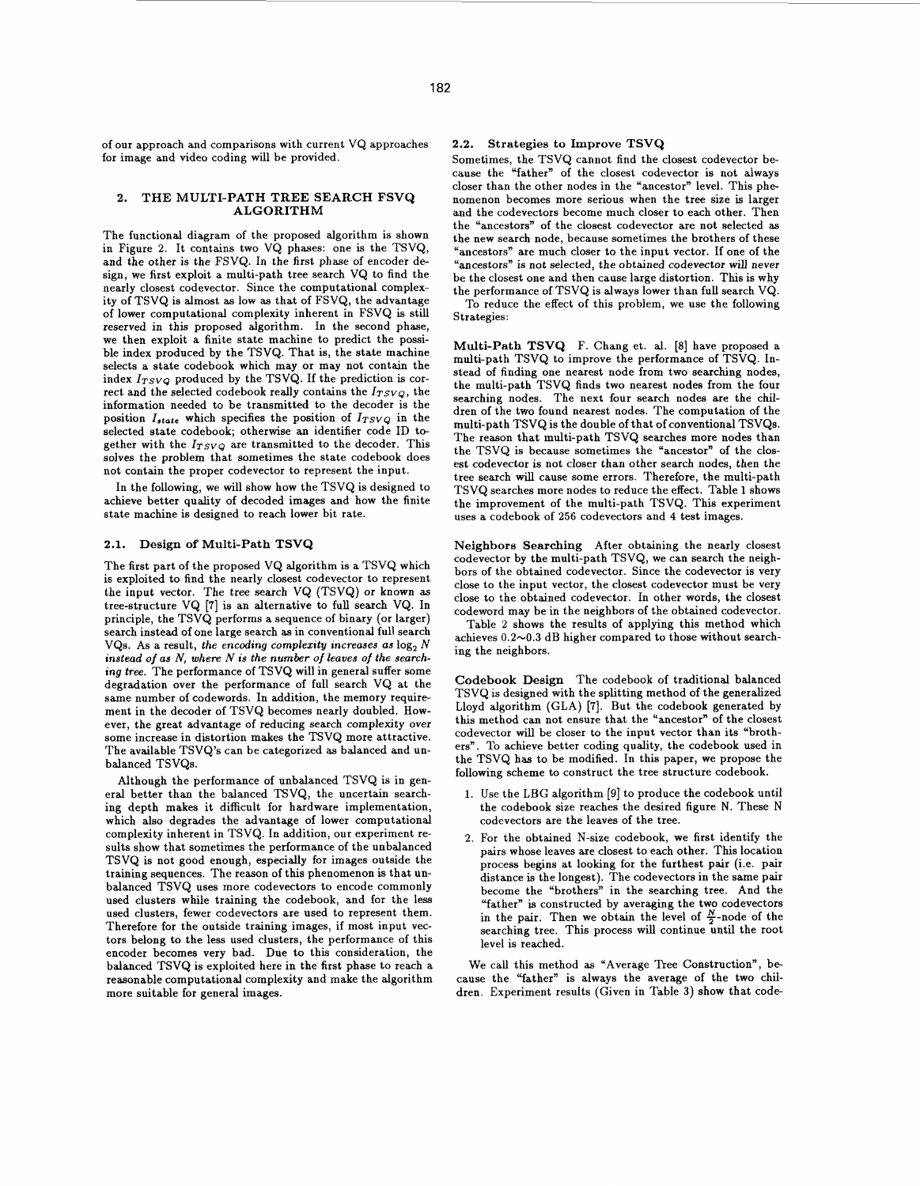of our approach and comparisons with current VQ approaches for image and video coding will be provided.

## 2. THE MULTI-PATH TREE SEARCH FSVQ ALGORITHM

The functional diagram of the proposed algorithm is shown in Figure 2. It contains two VQ phases: one is the TSVQ, and the other is the FSVQ. In the first phase of encoder design, we first exploit a multi-path tree search VQ to find the nearly closest codevector. Since the computational complexity of TSVQ is almost as low as that of FSVQ, the advantage of lower computational complexity inherent in FSVQ is still reserved in this proposed algorithm. In the second phase, we then exploit a finite state machine to predict the possible index produced by the TSVQ. That is, the state machine selects a state codebook which may or may not contain the index $I_{TSVQ}$ produced by the TSVQ. If the prediction is correct and the selected codebook really contains the $I_{TSVQ}$, the information needed to be transmitted to the decoder is the position $I_{state}$ which specifies the position of $I_{TSVQ}$ in the selected state codebook; otherwise an identifier code ID together with the $I_{TSVQ}$ are transmitted to the decoder. This solves the problem that sometimes the state codebook does not contain the proper codevector to represent the input.

In the following, we will show how the TSVQ is designed to achieve better quality of decoded images and how the finite state machine is designed to reach lower bit rate.

### 2.1. Design of Multi-Path TSVQ

The first part of the proposed VQ algorithm is a TSVQ which is exploited to find the nearly closest codevector to represent the input vector. The tree search VQ (TSVQ) or known as tree-structure VQ [7] is an alternative to full search VQ. In principle, the TSVQ performs a sequence of binary (or larger) search instead of one large search as in conventional full search VQs. As a result, *the encoding complexity increases as $\log_2 N$ instead of as $N$, where $N$ is the number of leaves of the searching tree.* The performance of TSVQ will in general suffer some degradation over the performance of full search VQ at the same number of codewords. In addition, the memory requirement in the decoder of TSVQ becomes nearly doubled. However, the great advantage of reducing search complexity over some increase in distortion makes the TSVQ more attractive. The available TSVQ's can be categorized as balanced and unbalanced TSVQs.

Although the performance of unbalanced TSVQ is in general better than the balanced TSVQ, the uncertain searching depth makes it difficult for hardware implementation, which also degrades the advantage of lower computational complexity inherent in TSVQ. In addition, our experiment results show that sometimes the performance of the unbalanced TSVQ is not good enough, especially for images outside the training sequences. The reason of this phenomenon is that unbalanced TSVQ uses more codevectors to encode commonly used clusters while training the codebook, and for the less used clusters, fewer codevectors are used to represent them. Therefore for the outside training images, if most input vectors belong to the less used clusters, the performance of this encoder becomes very bad. Due to this consideration, the balanced TSVQ is exploited here in the first phase to reach a reasonable computational complexity and make the algorithm more suitable for general images.

### 2.2. Strategies to Improve TSVQ

Sometimes, the TSVQ cannot find the closest codevector because the "father" of the closest codevector is not always closer than the other nodes in the "ancestor" level. This phenomenon becomes more serious when the tree size is larger and the codevectors become much closer to each other. Then the "ancestors" of the closest codevector are not selected as the new search node, because sometimes the brothers of these "ancestors" are much closer to the input vector. If one of the "ancestors" is not selected, the obtained codevector will never be the closest one and then cause large distortion. This is why the performance of TSVQ is always lower than full search VQ.

To reduce the effect of this problem, we use the following Strategies:

**Multi-Path TSVQ** F. Chang et. al. [8] have proposed a multi-path TSVQ to improve the performance of TSVQ. Instead of finding one nearest node from two searching nodes, the multi-path TSVQ finds two nearest nodes from the four searching nodes. The next four search nodes are the children of the two found nearest nodes. The computation of the multi-path TSVQ is the double of that of conventional TSVQs. The reason that multi-path TSVQ searches more nodes than the TSVQ is because sometimes the "ancestor" of the closest codevector is not closer than other search nodes, then the tree search will cause some errors. Therefore, the multi-path TSVQ searches more nodes to reduce the effect. Table 1 shows the improvement of the multi-path TSVQ. This experiment uses a codebook of 256 codevectors and 4 test images.

**Neighbors Searching** After obtaining the nearly closest codevector by the multi-path TSVQ, we can search the neighbors of the obtained codevector. Since the codevector is very close to the input vector, the closest codevector must be very close to the obtained codevector. In other words, the closest codeword may be in the neighbors of the obtained codevector.

Table 2 shows the results of applying this method which achieves 0.2~0.3 dB higher compared to those without searching the neighbors.

**Codebook Design** The codebook of traditional balanced TSVQ is designed with the splitting method of the generalized Lloyd algorithm (GLA) [7]. But the codebook generated by this method can not ensure that the "ancestor" of the closest codevector will be closer to the input vector than its "brothers". To achieve better coding quality, the codebook used in the TSVQ has to be modified. In this paper, we propose the following scheme to construct the tree structure codebook.

1. Use the LBG algorithm [9] to produce the codebook until the codebook size reaches the desired figure N. These N codevectors are the leaves of the tree.
2. For the obtained N-size codebook, we first identify the pairs whose leaves are closest to each other. This location process begins at looking for the furthest pair (i.e. pair distance is the longest). The codevectors in the same pair become the "brothers" in the searching tree. And the "father" is constructed by averaging the two codevectors in the pair. Then we obtain the level of $\frac{N}{2}$-node of the searching tree. This process will continue until the root level is reached.

We call this method as "Average Tree Construction", because the "father" is always the average of the two children. Experiment results (Given in Table 3) show that code-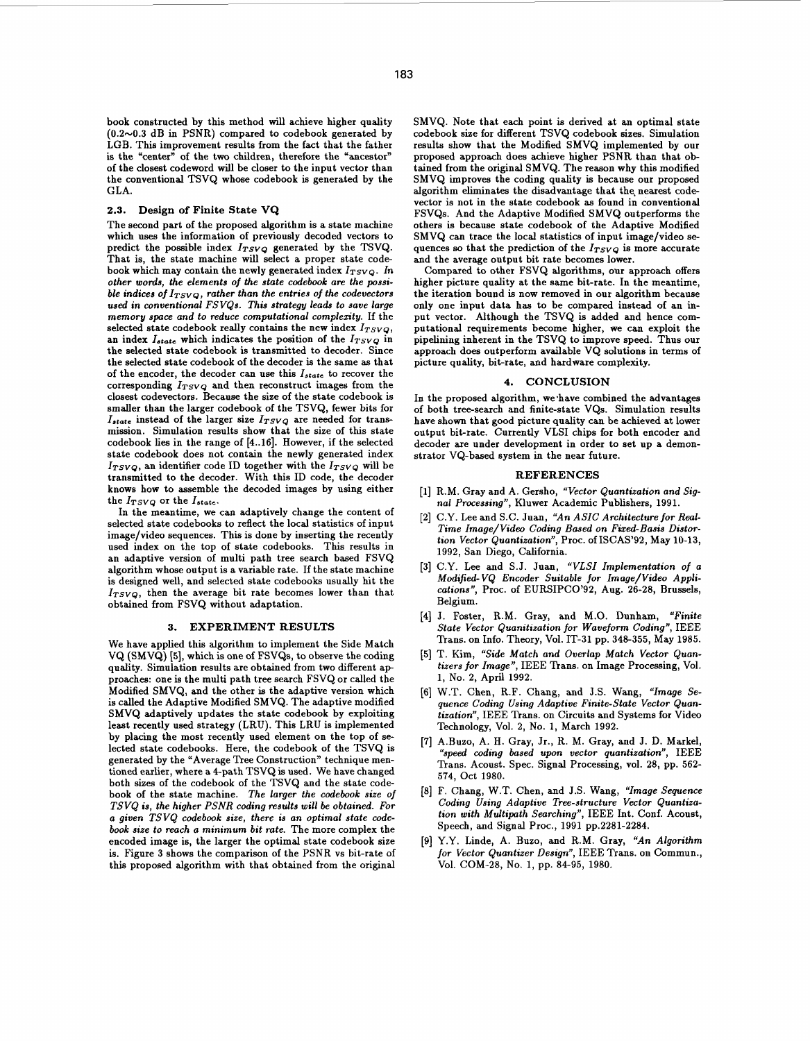book constructed by this method will achieve higher quality (0.2~0.3 dB in PSNR) compared to codebook generated by LGB. This improvement results from the fact that the father is the "center" of the two children, therefore the "ancestor" of the closest codeword will be closer to the input vector than the conventional TSVQ whose codebook is generated by the GLA.

### 2.3. Design of Finite State VQ

The second part of the proposed algorithm is a state machine which uses the information of previously decoded vectors to predict the possible index $I_{TSVQ}$ generated by the TSVQ. That is, the state machine will select a proper state codebook which may contain the newly generated index $I_{TSVQ}$. *In other words, the elements of the state codebook are the possible indices of $I_{TSVQ}$, rather than the entries of the codevectors used in conventional FSVQs. This strategy leads to save large memory space and to reduce computational complexity.* If the selected state codebook really contains the new index $I_{TSVQ}$, an index $I_{state}$ which indicates the position of the $I_{TSVQ}$ in the selected state codebook is transmitted to decoder. Since the selected state codebook of the decoder is the same as that of the encoder, the decoder can use this $I_{state}$ to recover the corresponding $I_{TSVQ}$ and then reconstruct images from the closest codevectors. Because the size of the state codebook is smaller than the larger codebook of the TSVQ, fewer bits for $I_{state}$ instead of the larger size $I_{TSVQ}$ are needed for transmission. Simulation results show that the size of this state codebook lies in the range of [4..16]. However, if the selected state codebook does not contain the newly generated index $I_{TSVQ}$, an identifier code ID together with the $I_{TSVQ}$ will be transmitted to the decoder. With this ID code, the decoder knows how to assemble the decoded images by using either the $I_{TSVQ}$ or the $I_{state}$.

In the meantime, we can adaptively change the content of selected state codebooks to reflect the local statistics of input image/video sequences. This is done by inserting the recently used index on the top of state codebooks. This results in an adaptive version of multi path tree search based FSVQ algorithm whose output is a variable rate. If the state machine is designed well, and selected state codebooks usually hit the $I_{TSVQ}$, then the average bit rate becomes lower than that obtained from FSVQ without adaptation.

## 3. EXPERIMENT RESULTS

We have applied this algorithm to implement the Side Match VQ (SMVQ) [5], which is one of FSVQs, to observe the coding quality. Simulation results are obtained from two different approaches: one is the multi path tree search FSVQ or called the Modified SMVQ, and the other is the adaptive version which is called the Adaptive Modified SMVQ. The adaptive modified SMVQ adaptively updates the state codebook by exploiting least recently used strategy (LRU). This LRU is implemented by placing the most recently used element on the top of selected state codebooks. Here, the codebook of the TSVQ is generated by the "Average Tree Construction" technique mentioned earlier, where a 4-path TSVQ is used. We have changed both sizes of the codebook of the TSVQ and the state codebook of the state machine. *The larger the codebook size of TSVQ is, the higher PSNR coding results will be obtained. For a given TSVQ codebook size, there is an optimal state codebook size to reach a minimum bit rate.* The more complex the encoded image is, the larger the optimal state codebook size is. Figure 3 shows the comparison of the PSNR vs bit-rate of this proposed algorithm with that obtained from the original SMVQ. Note that each point is derived at an optimal state codebook size for different TSVQ codebook sizes. Simulation results show that the Modified SMVQ implemented by our proposed approach does achieve higher PSNR than that obtained from the original SMVQ. The reason why this modified SMVQ improves the coding quality is because our proposed algorithm eliminates the disadvantage that the nearest codevector is not in the state codebook as found in conventional FSVQs. And the Adaptive Modified SMVQ outperforms the others is because state codebook of the Adaptive Modified SMVQ can trace the local statistics of input image/video sequences so that the prediction of the $I_{TSVQ}$ is more accurate and the average output bit rate becomes lower.

Compared to other FSVQ algorithms, our approach offers higher picture quality at the same bit-rate. In the meantime, the iteration bound is now removed in our algorithm because only one input data has to be compared instead of an input vector. Although the TSVQ is added and hence computational requirements become higher, we can exploit the pipelining inherent in the TSVQ to improve speed. Thus our approach does outperform available VQ solutions in terms of picture quality, bit-rate, and hardware complexity.

## 4. CONCLUSION

In the proposed algorithm, we have combined the advantages of both tree-search and finite-state VQs. Simulation results have shown that good picture quality can be achieved at lower output bit-rate. Currently VLSI chips for both encoder and decoder are under development in order to set up a demonstrator VQ-based system in the near future.

## REFERENCES

[1] R.M. Gray and A. Gersho, *"Vector Quantization and Signal Processing"*, Kluwer Academic Publishers, 1991.

[2] C.Y. Lee and S.C. Juan, *"An ASIC Architecture for Real-Time Image/Video Coding Based on Fixed-Basis Distortion Vector Quantization"*, Proc. of ISCAS'92, May 10-13, 1992, San Diego, California.

[3] C.Y. Lee and S.J. Juan, *"VLSI Implementation of a Modified-VQ Encoder Suitable for Image/Video Applications"*, Proc. of EURSIPCO'92, Aug. 26-28, Brussels, Belgium.

[4] J. Foster, R.M. Gray, and M.O. Dunham, *"Finite State Vector Quanitization for Waveform Coding"*, IEEE Trans. on Info. Theory, Vol. IT-31 pp. 348-355, May 1985.

[5] T. Kim, *"Side Match and Overlap Match Vector Quantizers for Image"*, IEEE Trans. on Image Processing, Vol. 1, No. 2, April 1992.

[6] W.T. Chen, R.F. Chang, and J.S. Wang, *"Image Sequence Coding Using Adaptive Finite-State Vector Quantization"*, IEEE Trans. on Circuits and Systems for Video Technology, Vol. 2, No. 1, March 1992.

[7] A.Buzo, A. H. Gray, Jr., R. M. Gray, and J. D. Markel, *"speed coding based upon vector quantization"*, IEEE Trans. Acoust. Spec. Signal Processing, vol. 28, pp. 562-574, Oct 1980.

[8] F. Chang, W.T. Chen, and J.S. Wang, *"Image Sequence Coding Using Adaptive Tree-structure Vector Quantization with Multipath Searching"*, IEEE Int. Conf. Acoust, Speech, and Signal Proc., 1991 pp.2281-2284.

[9] Y.Y. Linde, A. Buzo, and R.M. Gray, *"An Algorithm for Vector Quantizer Design"*, IEEE Trans. on Commun., Vol. COM-28, No. 1, pp. 84-95, 1980.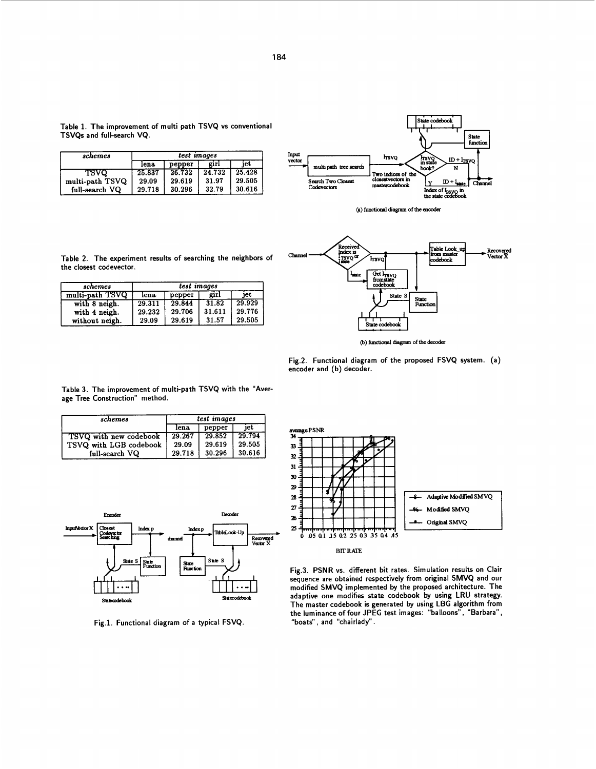Table 1. The improvement of multi path TSVQ vs conventional TSVQs and full-search VQ.

| *schemes* | *test images* | | | |
|---|---|---|---|---|
| | lena | pepper | girl | jet |
| TSVQ | 25.837 | 26.732 | 24.732 | 25.428 |
| multi-path TSVQ | 29.09 | 29.619 | 31.97 | 29.505 |
| full-search VQ | 29.718 | 30.296 | 32.79 | 30.616 |

Table 2. The experiment results of searching the neighbors of the closest codevector.

| *schemes* | *test images* | | | |
|---|---|---|---|---|
| multi-path TSVQ | lena | pepper | girl | jet |
| with 8 neigh. | 29.311 | 29.844 | 31.82 | 29.929 |
| with 4 neigh. | 29.232 | 29.706 | 31.611 | 29.776 |
| without neigh. | 29.09 | 29.619 | 31.57 | 29.505 |

Table 3. The improvement of multi-path TSVQ with the "Average Tree Construction" method.

| *schemes* | *test images* | | |
|---|---|---|---|
| | lena | pepper | jet |
| TSVQ with new codebook | 29.267 | 29.852 | 29.794 |
| TSVQ with LGB codebook | 29.09 | 29.619 | 29.505 |
| full-search VQ | 29.718 | 30.296 | 30.616 |

Encoder

Decoder

InputVector X

Closest Codevector Searching

Index p

channel

Index p

TableLook-Up

Recovered Vector X

State S

State Function

State Function

State S

Statecodebook

Statecodebook

Fig.1. Functional diagram of a typical FSVQ.

State codebook

State function

Input vector

multi path tree search

Search Two Closest Codevectors

$I_{TSVQ}$

Two indices of the closestvectors in mastercodebook

$I_{TSVQ}$ in state book?

ID + $I_{TSVQ}$

N

Y

ID + $I_{state}$

Channel

Index of $I_{TSVQ}$ in the state codebook

(a) functional diagram of the encoder

Channel

Received Index is $I_{TSVQ}$ or $I_{state}$

$I_{TSVQ}$

$I_{state}$

Get $I_{TSVQ}$ fromstate codebook

Table Look up from master codebook

Recovered Vector X

State S

State Function

State codebook

(b) functional diagram of the decoder.

Fig.2. Functional diagram of the proposed FSVQ system. (a) encoder and (b) decoder.

average PSNR

34
33
32
31
30
29
28
27
26
25

0 .05 0.1 .15 0.2 .25 0.3 .35 0.4 .45

BIT RATE

Adaptive Modified SMVQ

Modified SMVQ

Original SMVQ

Fig.3. PSNR vs. different bit rates. Simulation results on Clair sequence are obtained respectively from original SMVQ and our modified SMVQ implemented by the proposed architecture. The adaptive one modifies state codebook by using LRU strategy. The master codebook is generated by using LBG algorithm from the luminance of four JPEG test images: "balloons", "Barbara", "boats", and "chairlady".